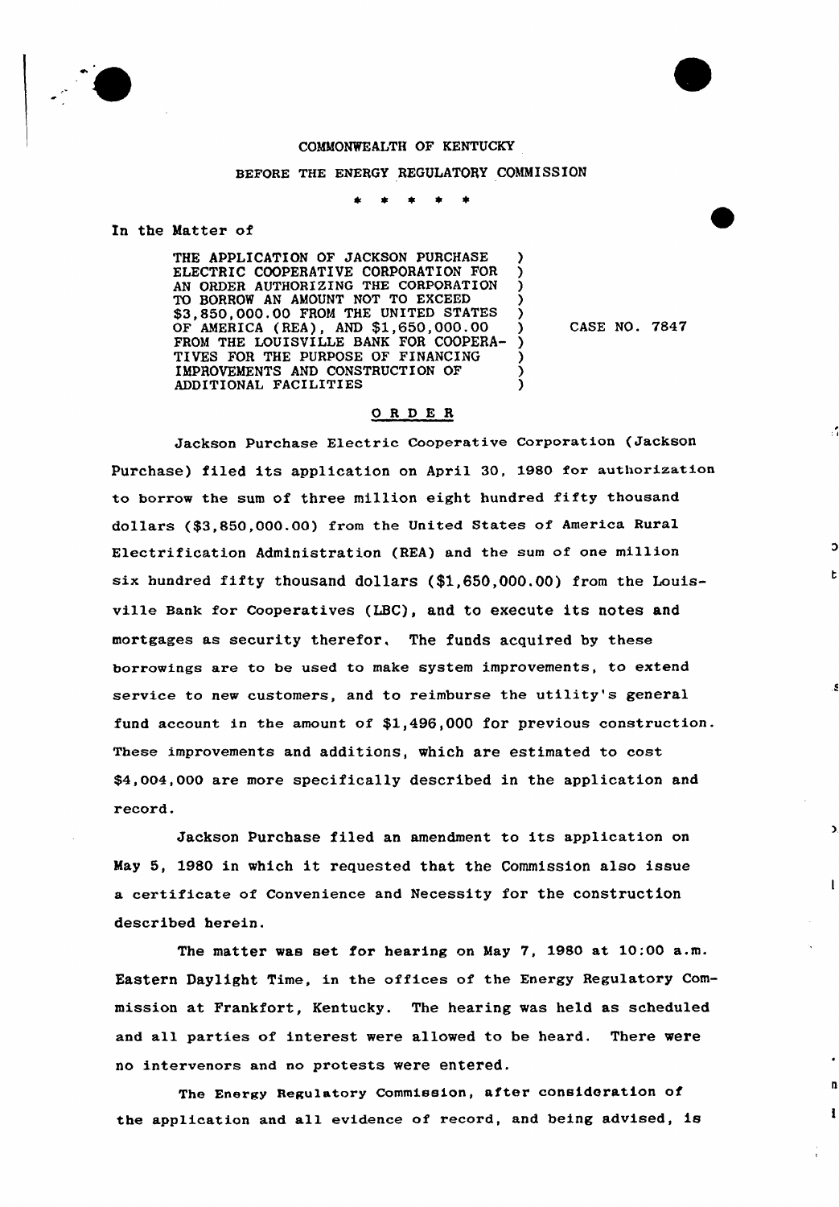COMMONWEALTH OF KENTUCKY

BEFORE THE ENERGY REGULATORY COMMISSION

\* \* \* \* \*

In the Matter of

THE APPLICATION OF JACKSON PURCHASE ELECTRIC COOPERATIVE CORPORATION FOR AN ORDER AUTHORIZING THE CORPORATION TO BORROW AN AMOUNT NOT TO EXCEED $3,850,000.00 FROM THE UNITED STATES OF AMERICA (REA), AND $1,650,000.00 FROM THE LOUISVILLE BANK FOR COOPERATIVES FOR THE PURPOSE OF FINANCING IMPROVEMENTS AND CONSTRUCTION OF ADDITIONAL FACILITIES ) CASE NO. 7847

## ORDER

Jackson Purchase Electric Cooperative Corporation (Jackson Purchase) filed its application on April 30, 1980 for authorization to borrow the sum of three million eight hundred fifty thousand dollars ($3,850,000.00) from the United States of America Rural Electrification Administration (REA) and the sum of one million six hundred fifty thousand dollars ($1,650,000.00) from the Louisville Bank for Cooperatives (LBC), and to execute its notes and mortgages as security therefor. The funds acquired by these borrowings are to be used to make system improvements, to extend service to new customers, and to reimburse the utility's general fund account in the amount of $1,496,000 for previous construction. These improvements and additions, which are estimated to cost $4,004,000 are more specifically described in the application and record.

Jackson Purchase filed an amendment to its application on May 5, 1980 in which it requested that the Commission also issue a certificate of Convenience and Necessity for the construction described herein.

The matter was set for hearing on May 7, 1980 at 10:00 a.m. Eastern Daylight Time, in the offices of the Energy Regulatory Commission at Frankfort, Kentucky. The hearing was held as scheduled and all parties of interest were allowed to be heard. There were no intervenors and no protests were entered.

The Energy Regulatory Commission, after consideration of the application and all evidence of record, and being advised, is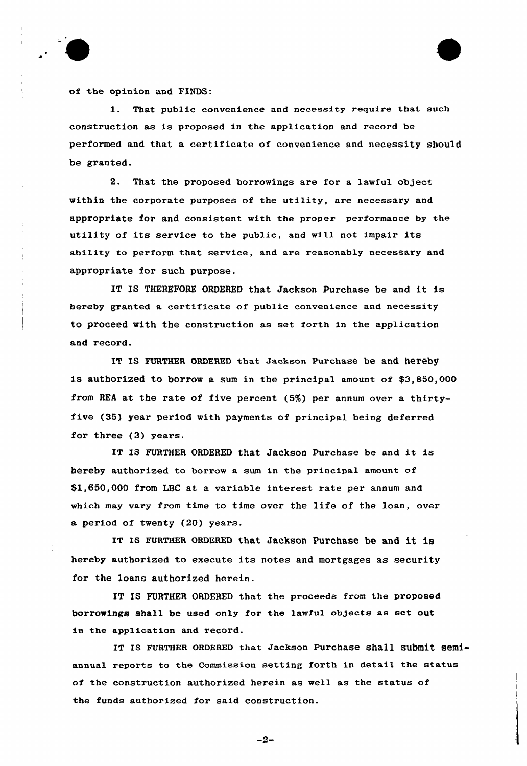of the opinion and FINDS:

1. That public convenience and necessity require that such construction as is proposed in the application and record be performed and that a certificate of convenience and necessity should be granted.

2. That the proposed borrowings are for a lawful object within the corporate purposes of the utility, are necessary and appropriate for and consistent with the proper performance by the utility of its service to the public, and will not impair its ability to perform that service, and are reasonably necessary and appropriate for such purpose.

IT IS THEREFORE ORDERED that Jackson Purchase be and it is hereby granted a certificate of public convenience and necessity to proceed with the construction as set forth in the application and record.

IT IS FURTHER ORDERED that Jackson Purchase be and hereby is authorized to borrow a sum in the principal amount of $3,850,000 from REA at the rate of five percent (5%) per annum over a thirty-five (35) year period with payments of principal being deferred for three (3) years.

IT IS FURTHER ORDERED that Jackson Purchase be and it is hereby authorized to borrow a sum in the principal amount of $1,650,000 from LBC at a variable interest rate per annum and which may vary from time to time over the life of the loan, over a period of twenty (20) years.

IT IS FURTHER ORDERED that Jackson Purchase be and it is hereby authorized to execute its notes and mortgages as security for the loans authorized herein.

IT IS FURTHER ORDERED that the proceeds from the proposed borrowings shall be used only for the lawful objects as set out in the application and record.

IT IS FURTHER ORDERED that Jackson Purchase shall submit semi-annual reports to the Commission setting forth in detail the status of the construction authorized herein as well as the status of the funds authorized for said construction.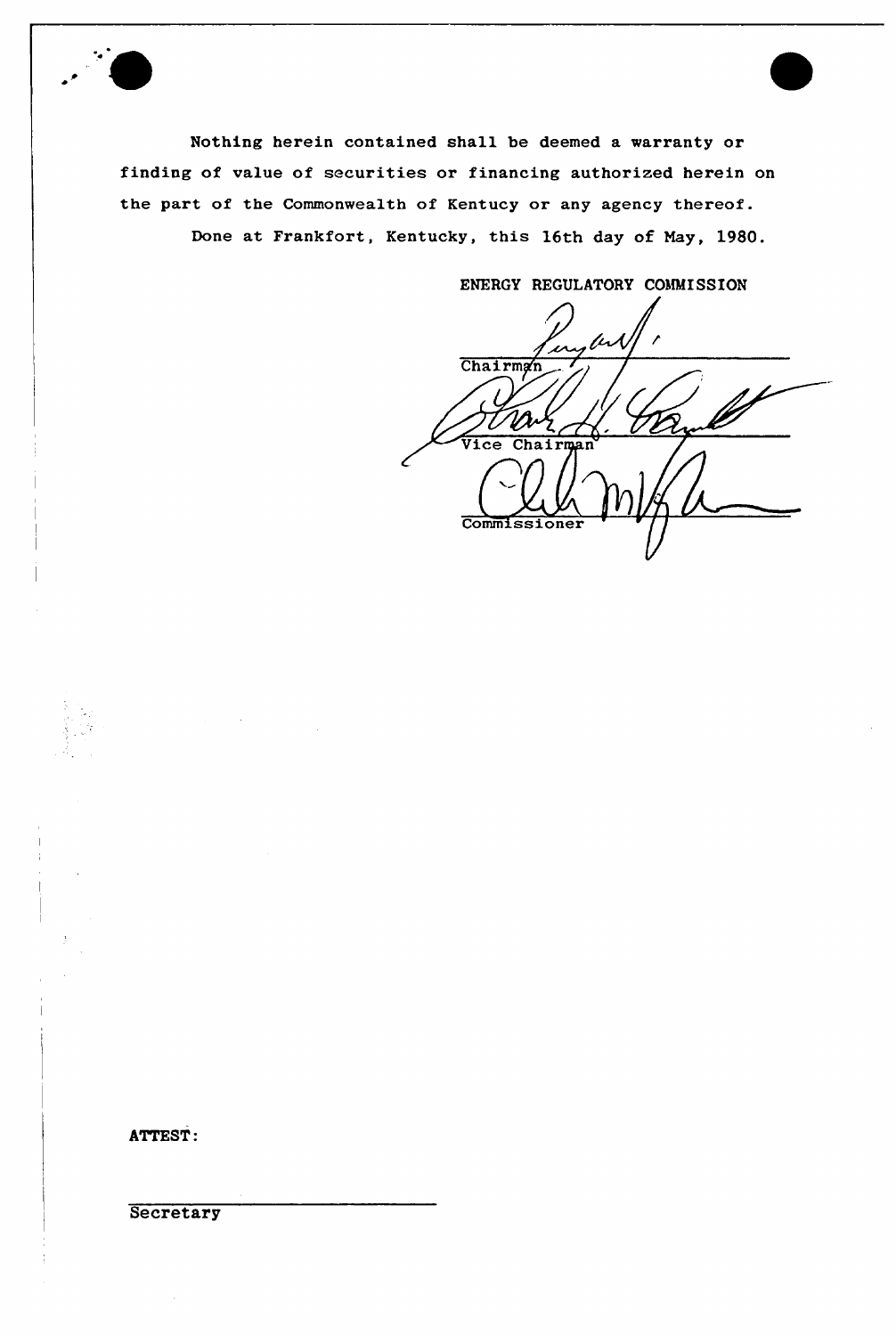Nothing herein contained shall be deemed a warranty or finding of value of securities or financing authorized herein on the part of the Commonwealth of Kentucy or any agency thereof.

Done at Frankfort, Kentucky, this 16th day of May, 1980.

ENERGY REGULATORY COMMISSION

Chairman

Vice Chairman

Commissioner

ATTEST:

Secretary